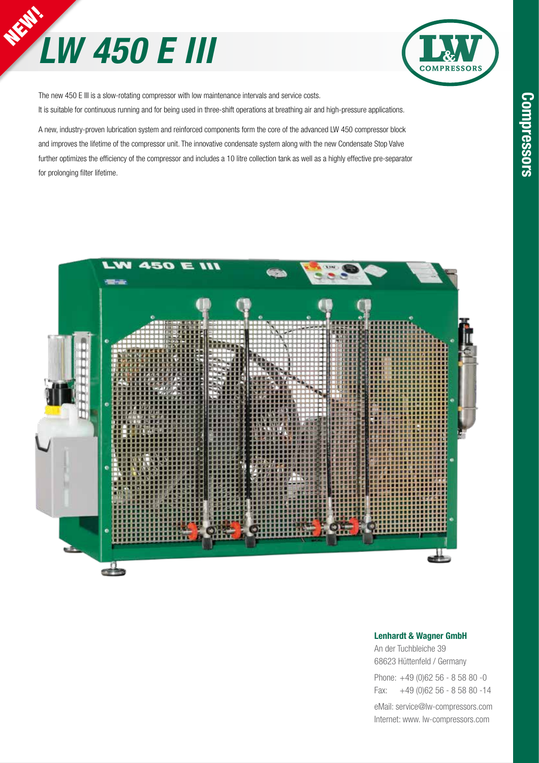NEW!

# LW 450 E III

The new 450 E III is a slow-rotating compressor with low maintenance intervals and service costs.
It is suitable for continuous running and for being used in three-shift operations at breathing air and high-pressure applications.

A new, industry-proven lubrication system and reinforced components form the core of the advanced LW 450 compressor block and improves the lifetime of the compressor unit. The innovative condensate system along with the new Condensate Stop Valve further optimizes the efficiency of the compressor and includes a 10 litre collection tank as well as a highly effective pre-separator for prolonging filter lifetime.

**Lenhardt & Wagner GmbH**
An der Tuchbleiche 39
68623 Hüttenfeld / Germany

Phone: +49 (0)62 56 - 8 58 80 -0
Fax: +49 (0)62 56 - 8 58 80 -14

eMail: service@lw-compressors.com
Internet: www. lw-compressors.com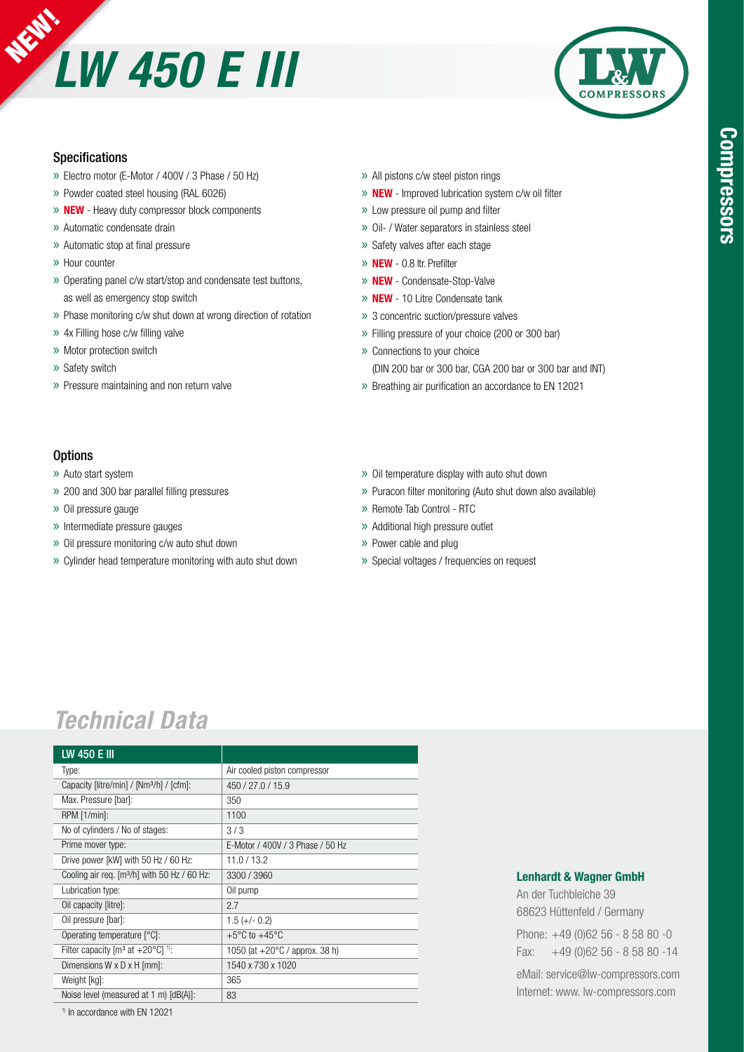NEW!

# LW 450 E III

## Specifications

- » Electro motor (E-Motor / 400V / 3 Phase / 50 Hz)
- » Powder coated steel housing (RAL 6026)
- » **NEW** - Heavy duty compressor block components
- » Automatic condensate drain
- » Automatic stop at final pressure
- » Hour counter
- » Operating panel c/w start/stop and condensate test buttons, as well as emergency stop switch
- » Phase monitoring c/w shut down at wrong direction of rotation
- » 4x Filling hose c/w filling valve
- » Motor protection switch
- » Safety switch
- » Pressure maintaining and non return valve
- » All pistons c/w steel piston rings
- » **NEW** - Improved lubrication system c/w oil filter
- » Low pressure oil pump and filter
- » Oil- / Water separators in stainless steel
- » Safety valves after each stage
- » **NEW** - 0.8 ltr. Prefilter
- » **NEW** - Condensate-Stop-Valve
- » **NEW** - 10 Litre Condensate tank
- » 3 concentric suction/pressure valves
- » Filling pressure of your choice (200 or 300 bar)
- » Connections to your choice (DIN 200 bar or 300 bar, CGA 200 bar or 300 bar and INT)
- » Breathing air purification an accordance to EN 12021

## Options

- » Auto start system
- » 200 and 300 bar parallel filling pressures
- » Oil pressure gauge
- » Intermediate pressure gauges
- » Oil pressure monitoring c/w auto shut down
- » Cylinder head temperature monitoring with auto shut down
- » Oil temperature display with auto shut down
- » Puracon filter monitoring (Auto shut down also available)
- » Remote Tab Control - RTC
- » Additional high pressure outlet
- » Power cable and plug
- » Special voltages / frequencies on request

## Technical Data

| LW 450 E III | |
|---|---|
| Type: | Air cooled piston compressor |
| Capacity [litre/min] / [Nm³/h] / [cfm]: | 450 / 27.0 / 15.9 |
| Max. Pressure [bar]: | 350 |
| RPM [1/min]: | 1100 |
| No of cylinders / No of stages: | 3 / 3 |
| Prime mover type: | E-Motor / 400V / 3 Phase / 50 Hz |
| Drive power [kW] with 50 Hz / 60 Hz: | 11.0 / 13.2 |
| Cooling air req. [m³/h] with 50 Hz / 60 Hz: | 3300 / 3960 |
| Lubrication type: | Oil pump |
| Oil capacity [litre]: | 2.7 |
| Oil pressure [bar]: | 1.5 (+/- 0.2) |
| Operating temperature [°C]: | +5°C to +45°C |
| Filter capacity [m³ at +20°C] [1]: | 1050 (at +20°C / approx. 38 h) |
| Dimensions W x D x H [mm]: | 1540 x 730 x 1020 |
| Weight [kg]: | 365 |
| Noise level (measured at 1 m) [dB(A)]: | 83 |

[1] In accordance with EN 12021

**Lenhardt & Wagner GmbH**
An der Tuchbleiche 39
68623 Hüttenfeld / Germany

Phone: +49 (0)62 56 - 8 58 80 -0
Fax: +49 (0)62 56 - 8 58 80 -14

eMail: service@lw-compressors.com
Internet: www. lw-compressors.com